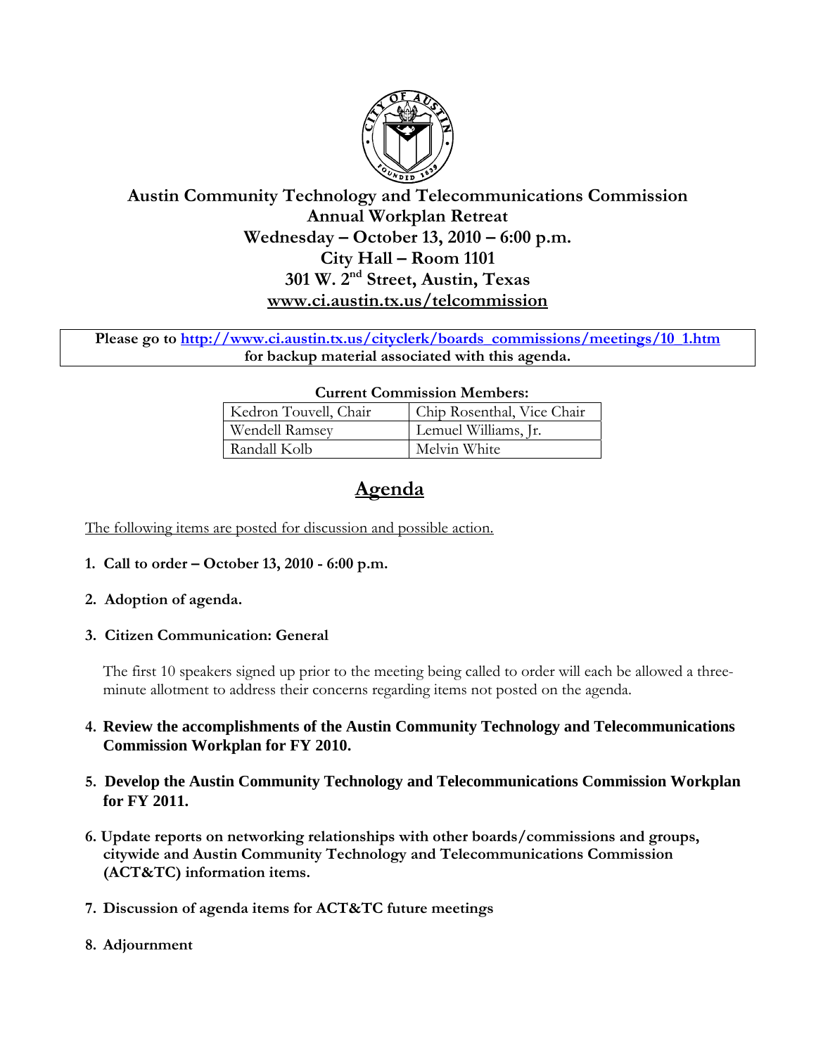# Austin Community Technology and Telecommunications Commission

## Annual Workplan Retreat

## Wednesday – October 13, 2010 – 6:00 p.m.

## City Hall – Room 1101

## 301 W. 2nd Street, Austin, Texas

## [www.ci.austin.tx.us/telcommission](www.ci.austin.tx.us/telcommission)

**Please go to [http://www.ci.austin.tx.us/cityclerk/boards_commissions/meetings/10_1.htm](http://www.ci.austin.tx.us/cityclerk/boards_commissions/meetings/10_1.htm) for backup material associated with this agenda.**

**Current Commission Members:**

| | |
|---|---|
| Kedron Touvell, Chair | Chip Rosenthal, Vice Chair |
| Wendell Ramsey | Lemuel Williams, Jr. |
| Randall Kolb | Melvin White |

# Agenda

The following items are posted for discussion and possible action.

1. **Call to order – October 13, 2010 - 6:00 p.m.**

2. **Adoption of agenda.**

3. **Citizen Communication: General**

   The first 10 speakers signed up prior to the meeting being called to order will each be allowed a three-minute allotment to address their concerns regarding items not posted on the agenda.

4. **Review the accomplishments of the Austin Community Technology and Telecommunications Commission Workplan for FY 2010.**

5. **Develop the Austin Community Technology and Telecommunications Commission Workplan for FY 2011.**

6. **Update reports on networking relationships with other boards/commissions and groups, citywide and Austin Community Technology and Telecommunications Commission (ACT&TC) information items.**

7. **Discussion of agenda items for ACT&TC future meetings**

8. **Adjournment**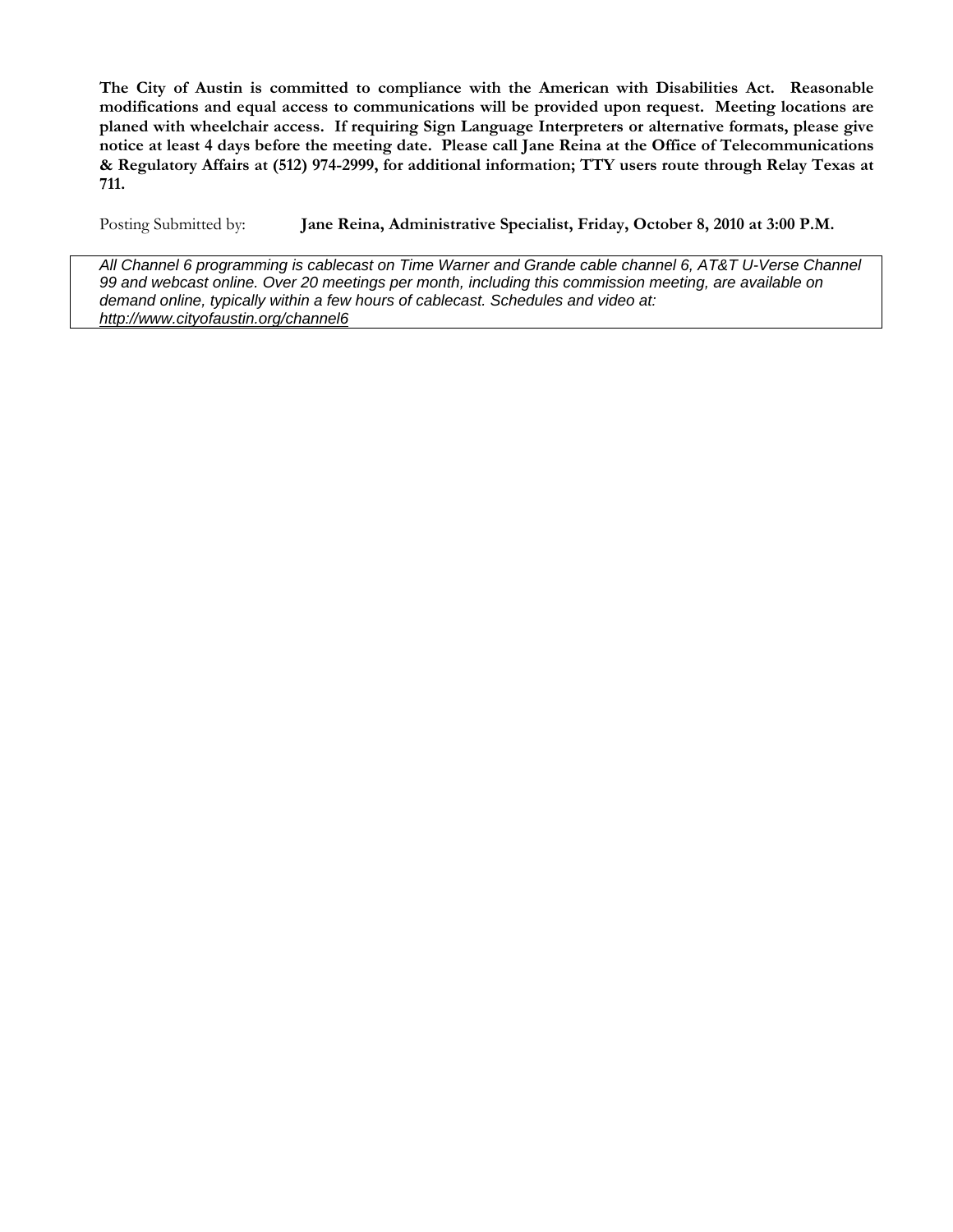**The City of Austin is committed to compliance with the American with Disabilities Act. Reasonable modifications and equal access to communications will be provided upon request. Meeting locations are planed with wheelchair access. If requiring Sign Language Interpreters or alternative formats, please give notice at least 4 days before the meeting date. Please call Jane Reina at the Office of Telecommunications & Regulatory Affairs at (512) 974-2999, for additional information; TTY users route through Relay Texas at 711.**

Posting Submitted by: **Jane Reina, Administrative Specialist, Friday, October 8, 2010 at 3:00 P.M.**

*All Channel 6 programming is cablecast on Time Warner and Grande cable channel 6, AT&T U-Verse Channel 99 and webcast online. Over 20 meetings per month, including this commission meeting, are available on demand online, typically within a few hours of cablecast. Schedules and video at: http://www.cityofaustin.org/channel6*